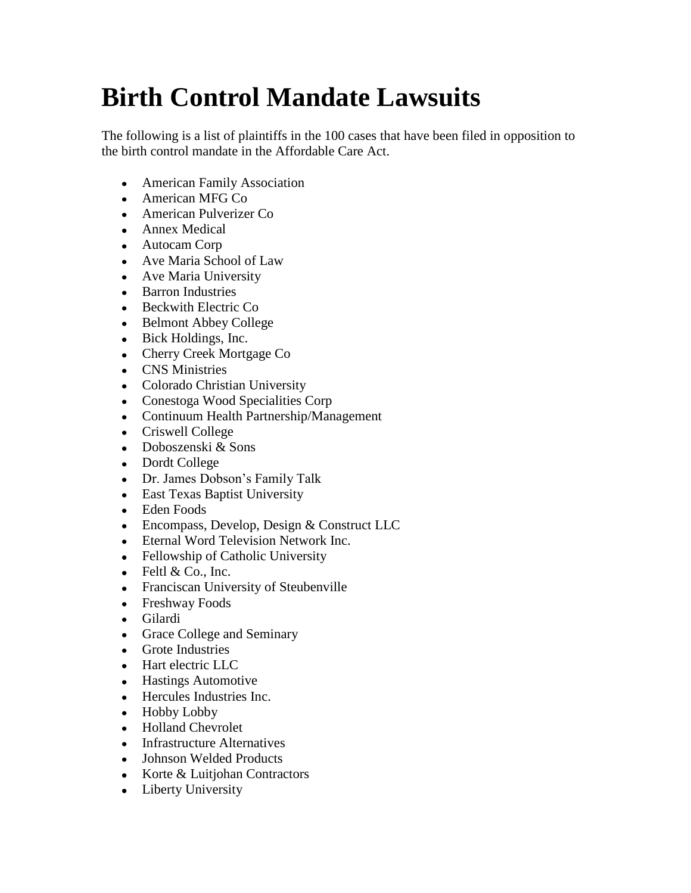# Birth Control Mandate Lawsuits

The following is a list of plaintiffs in the 100 cases that have been filed in opposition to the birth control mandate in the Affordable Care Act.

- American Family Association
- American MFG Co
- American Pulverizer Co
- Annex Medical
- Autocam Corp
- Ave Maria School of Law
- Ave Maria University
- Barron Industries
- Beckwith Electric Co
- Belmont Abbey College
- Bick Holdings, Inc.
- Cherry Creek Mortgage Co
- CNS Ministries
- Colorado Christian University
- Conestoga Wood Specialities Corp
- Continuum Health Partnership/Management
- Criswell College
- Doboszenski & Sons
- Dordt College
- Dr. James Dobson's Family Talk
- East Texas Baptist University
- Eden Foods
- Encompass, Develop, Design & Construct LLC
- Eternal Word Television Network Inc.
- Fellowship of Catholic University
- Feltl & Co., Inc.
- Franciscan University of Steubenville
- Freshway Foods
- Gilardi
- Grace College and Seminary
- Grote Industries
- Hart electric LLC
- Hastings Automotive
- Hercules Industries Inc.
- Hobby Lobby
- Holland Chevrolet
- Infrastructure Alternatives
- Johnson Welded Products
- Korte & Luitjohan Contractors
- Liberty University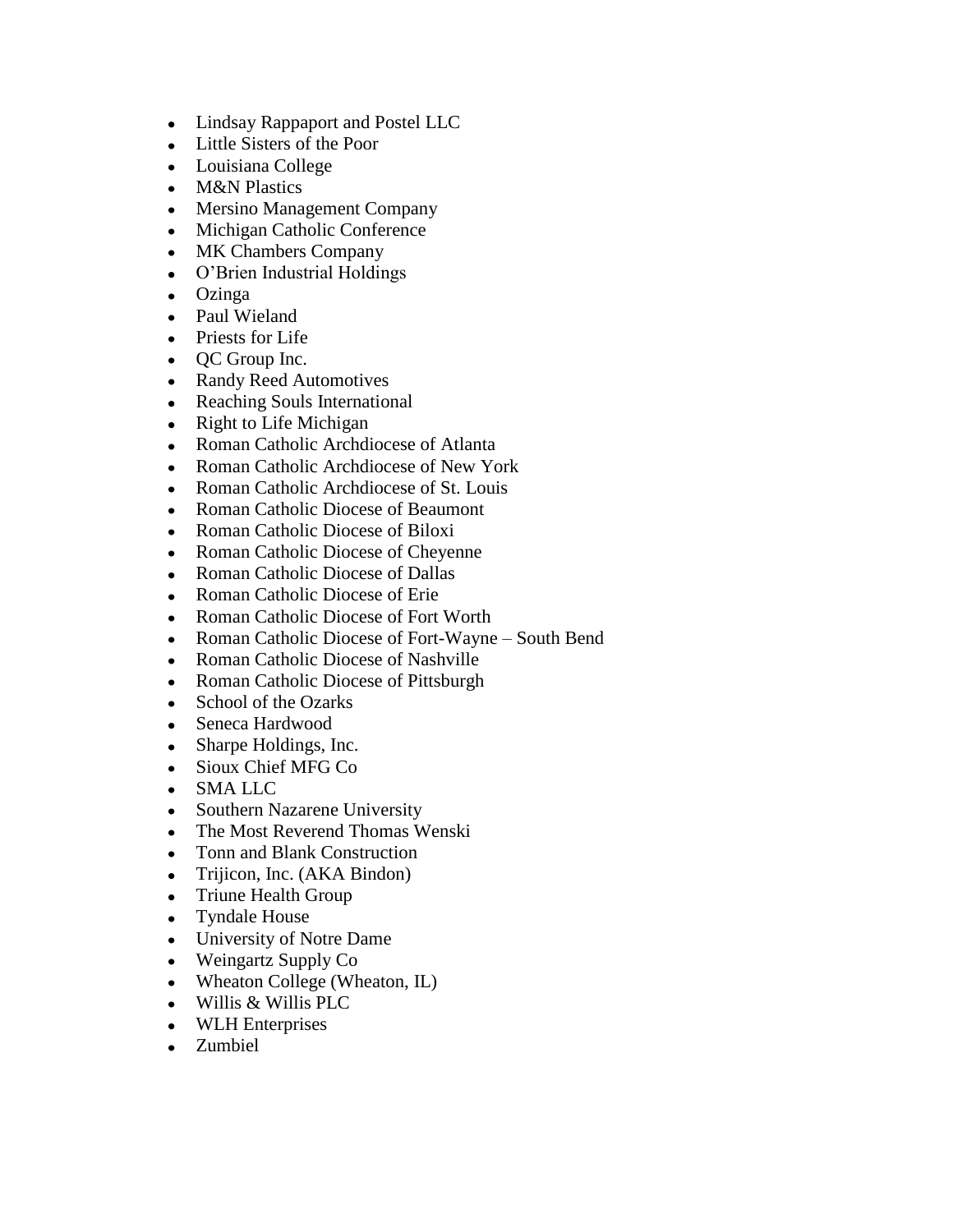- Lindsay Rappaport and Postel LLC
- Little Sisters of the Poor
- Louisiana College
- M&N Plastics
- Mersino Management Company
- Michigan Catholic Conference
- MK Chambers Company
- O'Brien Industrial Holdings
- Ozinga
- Paul Wieland
- Priests for Life
- QC Group Inc.
- Randy Reed Automotives
- Reaching Souls International
- Right to Life Michigan
- Roman Catholic Archdiocese of Atlanta
- Roman Catholic Archdiocese of New York
- Roman Catholic Archdiocese of St. Louis
- Roman Catholic Diocese of Beaumont
- Roman Catholic Diocese of Biloxi
- Roman Catholic Diocese of Cheyenne
- Roman Catholic Diocese of Dallas
- Roman Catholic Diocese of Erie
- Roman Catholic Diocese of Fort Worth
- Roman Catholic Diocese of Fort-Wayne – South Bend
- Roman Catholic Diocese of Nashville
- Roman Catholic Diocese of Pittsburgh
- School of the Ozarks
- Seneca Hardwood
- Sharpe Holdings, Inc.
- Sioux Chief MFG Co
- SMA LLC
- Southern Nazarene University
- The Most Reverend Thomas Wenski
- Tonn and Blank Construction
- Trijicon, Inc. (AKA Bindon)
- Triune Health Group
- Tyndale House
- University of Notre Dame
- Weingartz Supply Co
- Wheaton College (Wheaton, IL)
- Willis & Willis PLC
- WLH Enterprises
- Zumbiel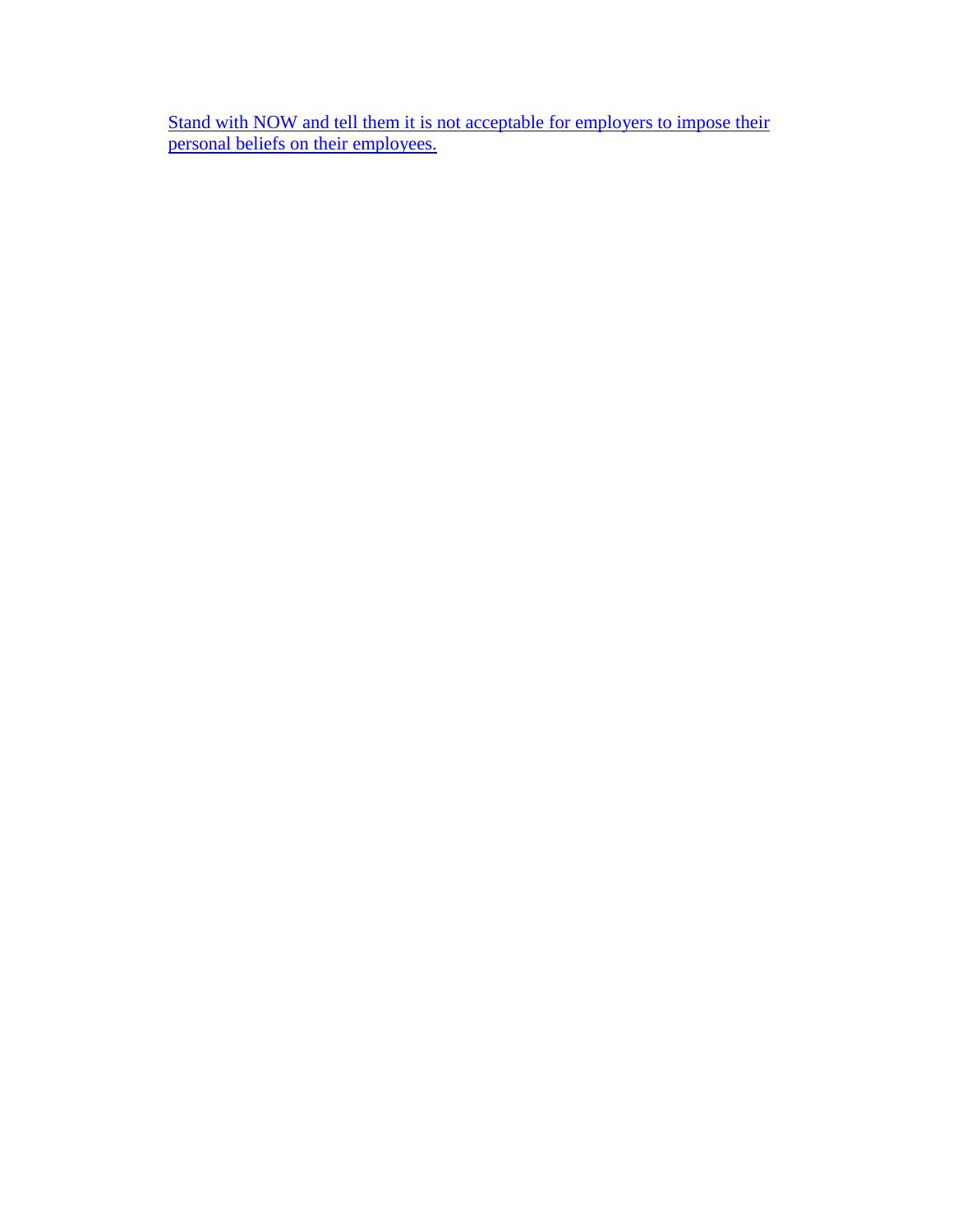Stand with NOW and tell them it is not acceptable for employers to impose their personal beliefs on their employees.